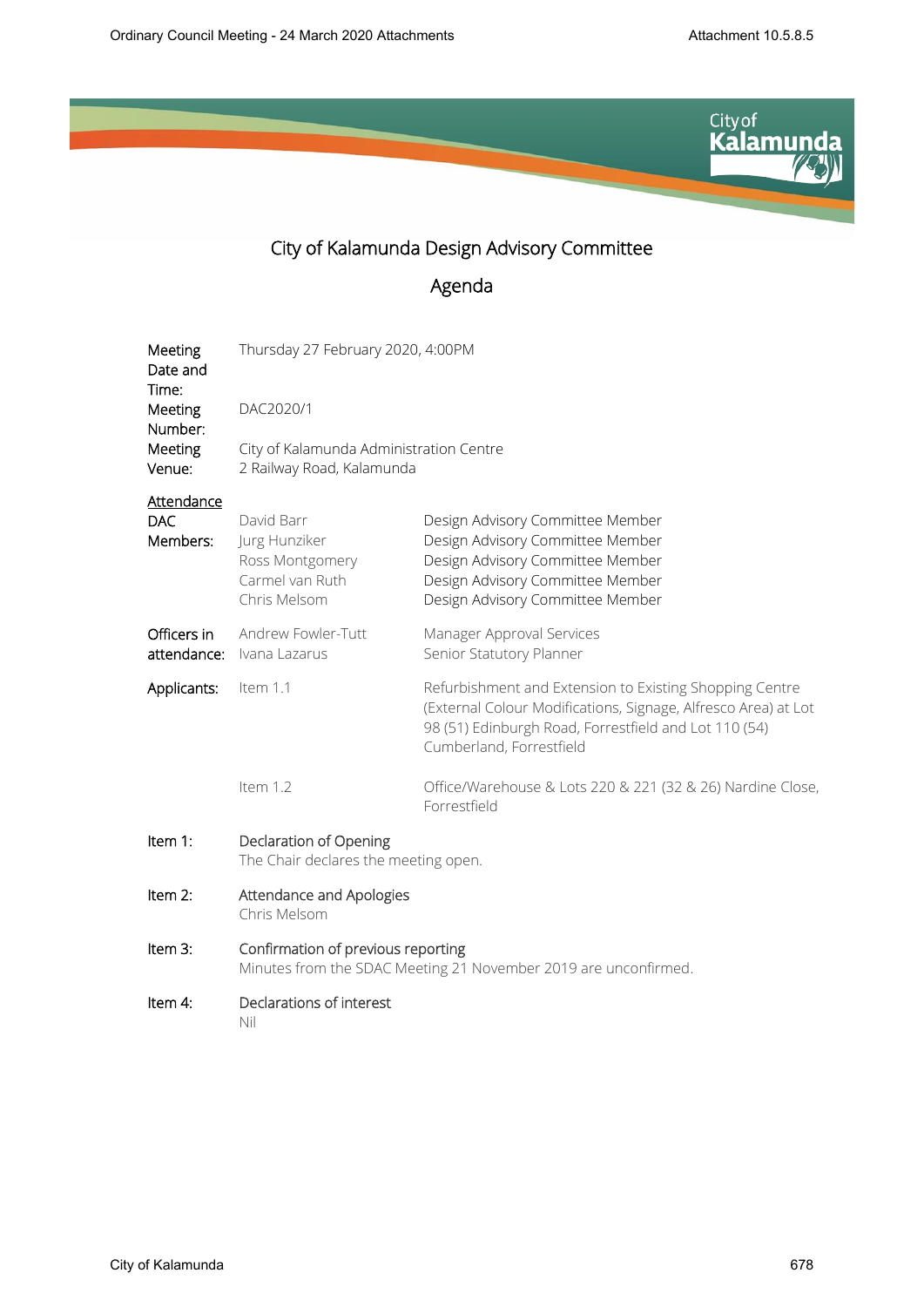# City of Kalamunda Design Advisory Committee

## Agenda

| | | |
|---|---|---|
| Meeting Date and Time: | Thursday 27 February 2020, 4:00PM | |
| Meeting Number: | DAC2020/1 | |
| Meeting Venue: | City of Kalamunda Administration Centre<br>2 Railway Road, Kalamunda | |

<u>Attendance</u>

| | | |
|---|---|---|
| DAC Members: | David Barr | Design Advisory Committee Member |
| | Jurg Hunziker | Design Advisory Committee Member |
| | Ross Montgomery | Design Advisory Committee Member |
| | Carmel van Ruth | Design Advisory Committee Member |
| | Chris Melsom | Design Advisory Committee Member |
| Officers in attendance: | Andrew Fowler-Tutt | Manager Approval Services |
| | Ivana Lazarus | Senior Statutory Planner |
| Applicants: | Item 1.1 | Refurbishment and Extension to Existing Shopping Centre (External Colour Modifications, Signage, Alfresco Area) at Lot 98 (51) Edinburgh Road, Forrestfield and Lot 110 (54) Cumberland, Forrestfield |
| | Item 1.2 | Office/Warehouse & Lots 220 & 221 (32 & 26) Nardine Close, Forrestfield |

**Item 1:** Declaration of Opening
The Chair declares the meeting open.

**Item 2:** Attendance and Apologies
Chris Melsom

**Item 3:** Confirmation of previous reporting
Minutes from the SDAC Meeting 21 November 2019 are unconfirmed.

**Item 4:** Declarations of interest
Nil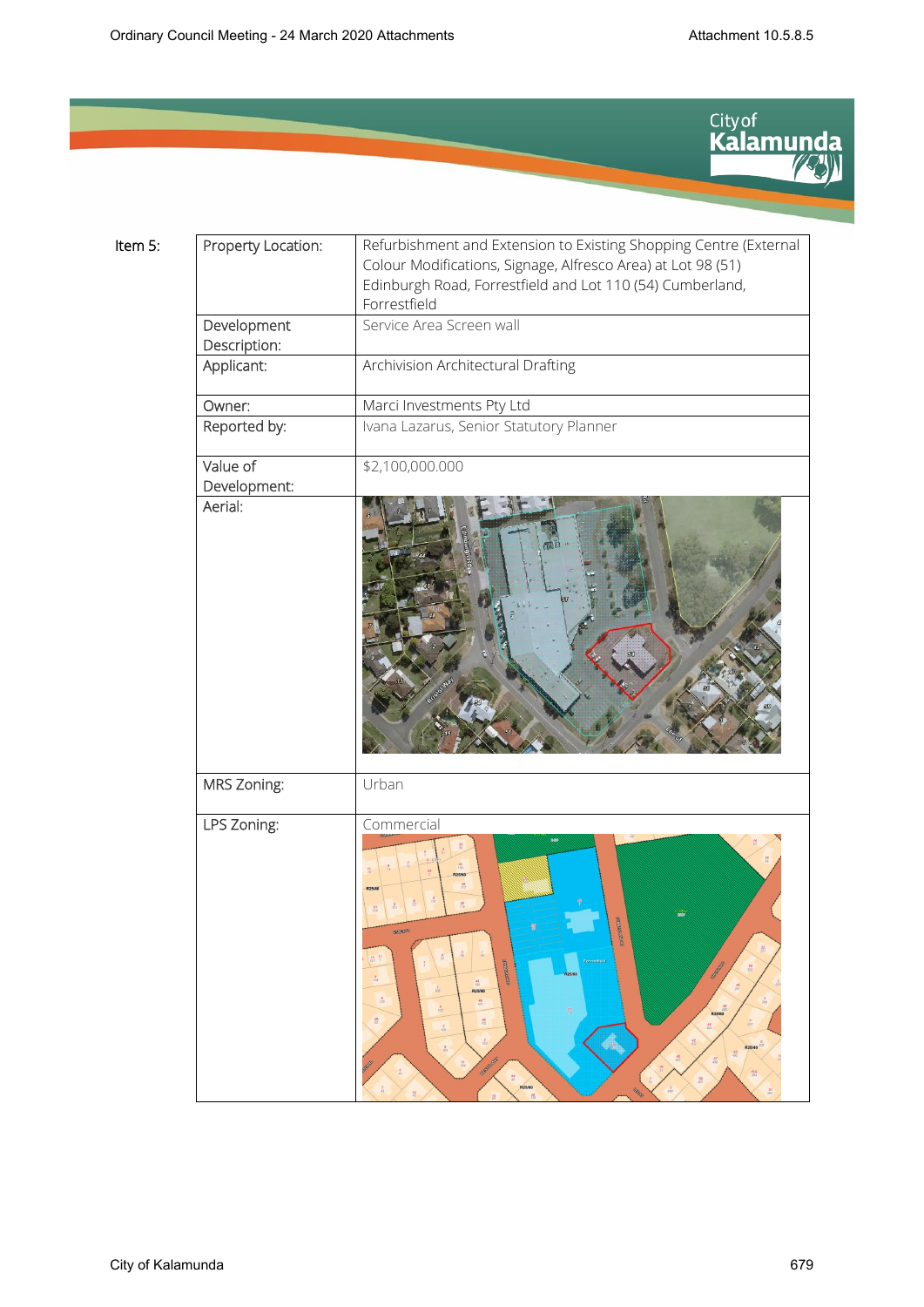Item 5:

| | |
|---|---|
| Property Location: | Refurbishment and Extension to Existing Shopping Centre (External Colour Modifications, Signage, Alfresco Area) at Lot 98 (51) Edinburgh Road, Forrestfield and Lot 110 (54) Cumberland, Forrestfield |
| Development Description: | Service Area Screen wall |
| Applicant: | Archivision Architectural Drafting |
| Owner: | Marci Investments Pty Ltd |
| Reported by: | Ivana Lazarus, Senior Statutory Planner |
| Value of Development: | $2,100,000.000 |
| Aerial: | |
| MRS Zoning: | Urban |
| LPS Zoning: | Commercial |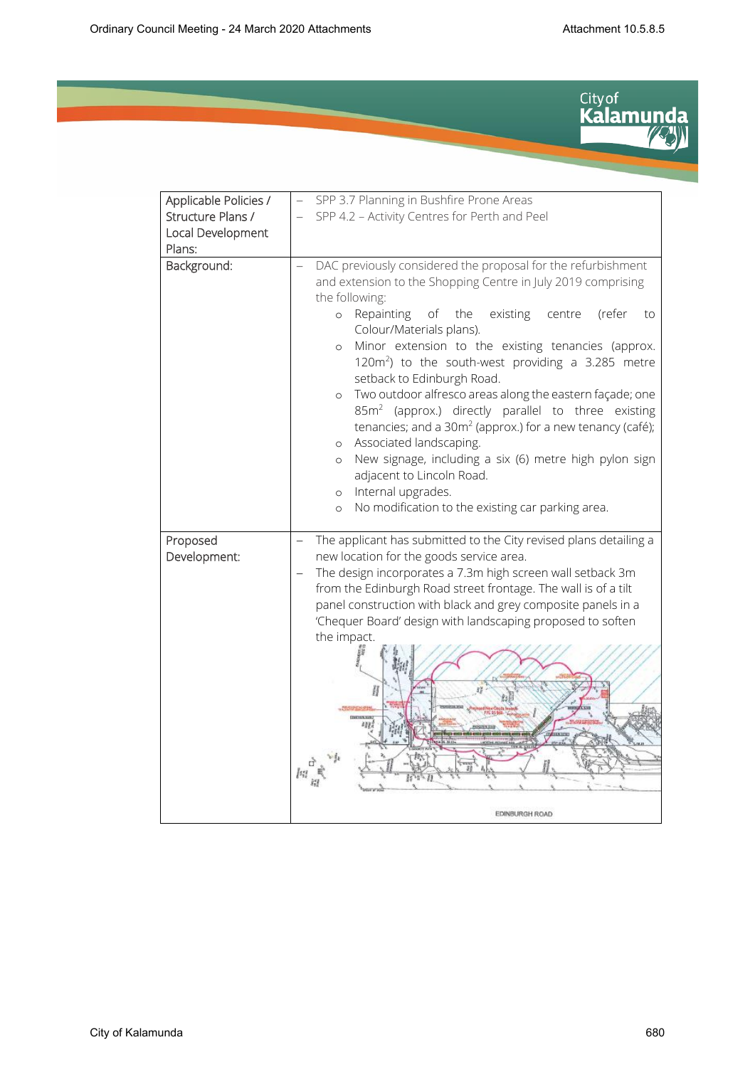| | |
|---|---|
| Applicable Policies / Structure Plans / Local Development Plans: | – SPP 3.7 Planning in Bushfire Prone Areas<br>– SPP 4.2 – Activity Centres for Perth and Peel |
| Background: | – DAC previously considered the proposal for the refurbishment and extension to the Shopping Centre in July 2019 comprising the following:<br>○ Repainting of the existing centre (refer to Colour/Materials plans).<br>○ Minor extension to the existing tenancies (approx. $120m^2$) to the south-west providing a 3.285 metre setback to Edinburgh Road.<br>○ Two outdoor alfresco areas along the eastern façade; one $85m^2$ (approx.) directly parallel to three existing tenancies; and a $30m^2$ (approx.) for a new tenancy (café);<br>○ Associated landscaping.<br>○ New signage, including a six (6) metre high pylon sign adjacent to Lincoln Road.<br>○ Internal upgrades.<br>○ No modification to the existing car parking area. |
| Proposed Development: | – The applicant has submitted to the City revised plans detailing a new location for the goods service area.<br>– The design incorporates a 7.3m high screen wall setback 3m from the Edinburgh Road street frontage. The wall is of a tilt panel construction with black and grey composite panels in a 'Chequer Board' design with landscaping proposed to soften the impact.<br>EDINBURGH ROAD |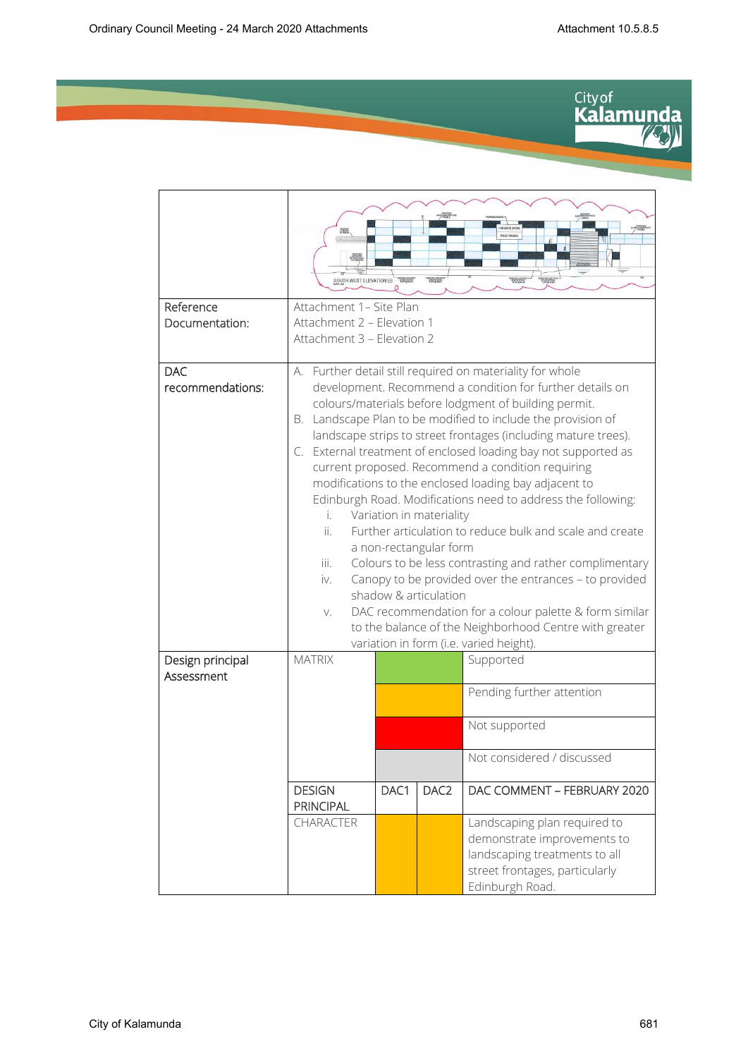| | |
|---|---|
| | SOUTH WEST ELEVATION E6 |
| Reference Documentation: | Attachment 1 – Site Plan<br>Attachment 2 – Elevation 1<br>Attachment 3 – Elevation 2 |
| DAC recommendations: | A. Further detail still required on materiality for whole development. Recommend a condition for further details on colours/materials before lodgment of building permit.<br>B. Landscape Plan to be modified to include the provision of landscape strips to street frontages (including mature trees).<br>C. External treatment of enclosed loading bay not supported as current proposed. Recommend a condition requiring modifications to the enclosed loading bay adjacent to Edinburgh Road. Modifications need to address the following:<br>i. Variation in materiality<br>ii. Further articulation to reduce bulk and scale and create a non-rectangular form<br>iii. Colours to be less contrasting and rather complimentary<br>iv. Canopy to be provided over the entrances – to provided shadow & articulation<br>v. DAC recommendation for a colour palette & form similar to the balance of the Neighborhood Centre with greater variation in form (i.e. varied height). |

| Design principal Assessment | MATRIX | | | |
|---|---|---|---|---|
| | | (green) | | Supported |
| | | (amber) | | Pending further attention |
| | | (red) | | Not supported |
| | | (grey) | | Not considered / discussed |
| | DESIGN PRINCIPAL | DAC1 | DAC2 | DAC COMMENT – FEBRUARY 2020 |
| | CHARACTER | (amber) | (amber) | Landscaping plan required to demonstrate improvements to landscaping treatments to all street frontages, particularly Edinburgh Road. |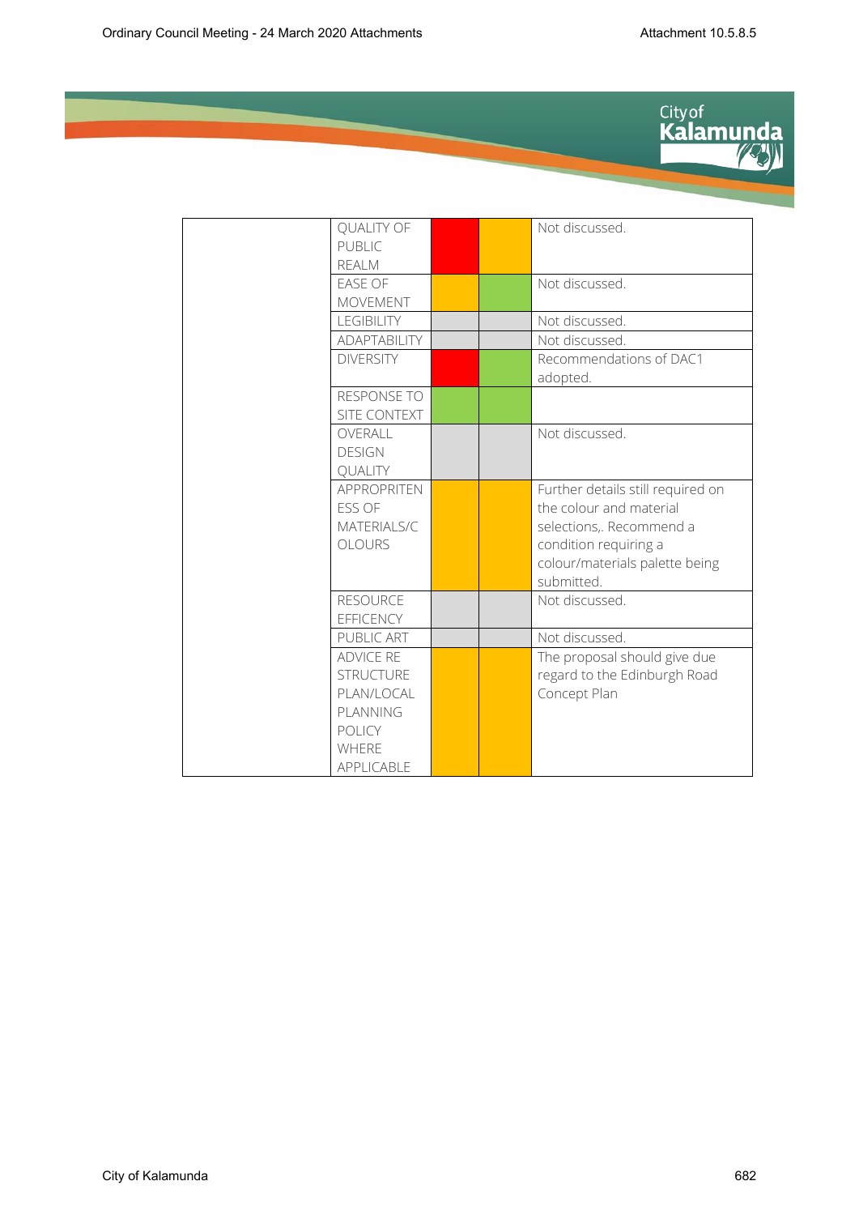| | | | | |
|---|---|---|---|---|
| | QUALITY OF PUBLIC REALM | | | Not discussed. |
| | EASE OF MOVEMENT | | | Not discussed. |
| | LEGIBILITY | | | Not discussed. |
| | ADAPTABILITY | | | Not discussed. |
| | DIVERSITY | | | Recommendations of DAC1 adopted. |
| | RESPONSE TO SITE CONTEXT | | | |
| | OVERALL DESIGN QUALITY | | | Not discussed. |
| | APPROPRITENESS OF MATERIALS/COLOURS | | | Further details still required on the colour and material selections,. Recommend a condition requiring a colour/materials palette being submitted. |
| | RESOURCE EFFICENCY | | | Not discussed. |
| | PUBLIC ART | | | Not discussed. |
| | ADVICE RE STRUCTURE PLAN/LOCAL PLANNING POLICY WHERE APPLICABLE | | | The proposal should give due regard to the Edinburgh Road Concept Plan |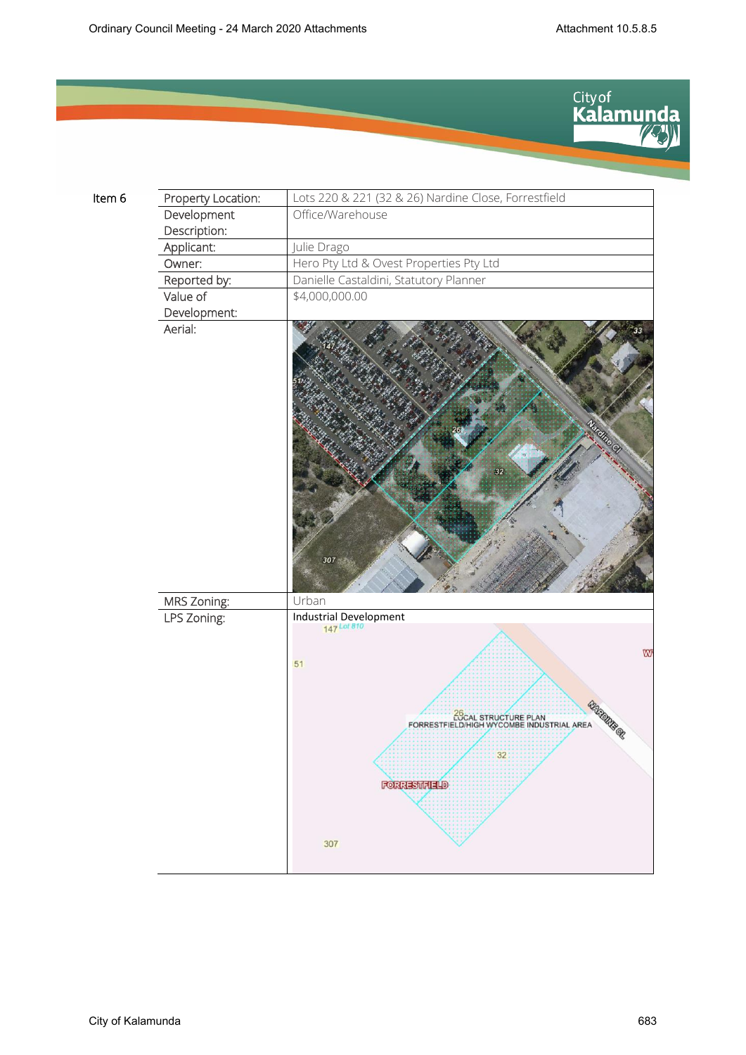Item 6

| | |
|---|---|
| Property Location: | Lots 220 & 221 (32 & 26) Nardine Close, Forrestfield |
| Development Description: | Office/Warehouse |
| Applicant: | Julie Drago |
| Owner: | Hero Pty Ltd & Ovest Properties Pty Ltd |
| Reported by: | Danielle Castaldini, Statutory Planner |
| Value of Development: | $4,000,000.00 |
| Aerial: | |
| MRS Zoning: | Urban |
| LPS Zoning: | Industrial Development |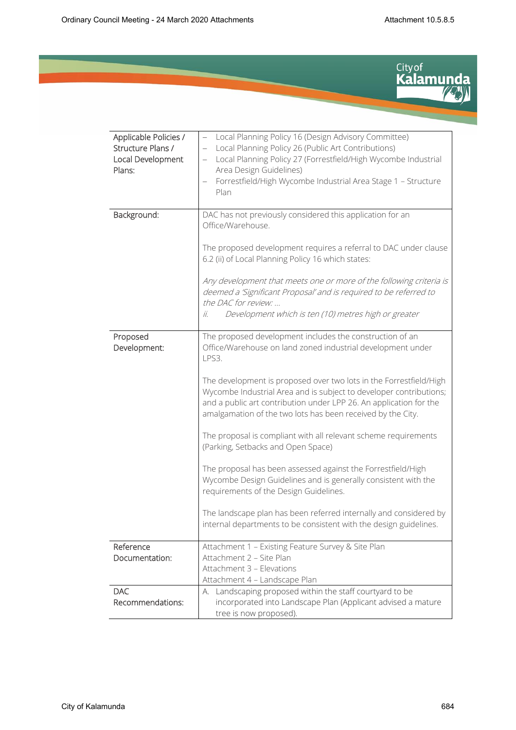| | |
|---|---|
| Applicable Policies / Structure Plans / Local Development Plans: | – Local Planning Policy 16 (Design Advisory Committee)<br>– Local Planning Policy 26 (Public Art Contributions)<br>– Local Planning Policy 27 (Forrestfield/High Wycombe Industrial Area Design Guidelines)<br>– Forrestfield/High Wycombe Industrial Area Stage 1 – Structure Plan |
| Background: | DAC has not previously considered this application for an Office/Warehouse.<br><br>The proposed development requires a referral to DAC under clause 6.2 (ii) of Local Planning Policy 16 which states:<br><br>*Any development that meets one or more of the following criteria is deemed a 'Significant Proposal' and is required to be referred to the DAC for review: …*<br>*ii. Development which is ten (10) metres high or greater* |
| Proposed Development: | The proposed development includes the construction of an Office/Warehouse on land zoned industrial development under LPS3.<br><br>The development is proposed over two lots in the Forrestfield/High Wycombe Industrial Area and is subject to developer contributions; and a public art contribution under LPP 26. An application for the amalgamation of the two lots has been received by the City.<br><br>The proposal is compliant with all relevant scheme requirements (Parking, Setbacks and Open Space)<br><br>The proposal has been assessed against the Forrestfield/High Wycombe Design Guidelines and is generally consistent with the requirements of the Design Guidelines.<br><br>The landscape plan has been referred internally and considered by internal departments to be consistent with the design guidelines. |
| Reference Documentation: | Attachment 1 – Existing Feature Survey & Site Plan<br>Attachment 2 – Site Plan<br>Attachment 3 – Elevations<br>Attachment 4 – Landscape Plan |
| DAC Recommendations: | A. Landscaping proposed within the staff courtyard to be incorporated into Landscape Plan (Applicant advised a mature tree is now proposed). |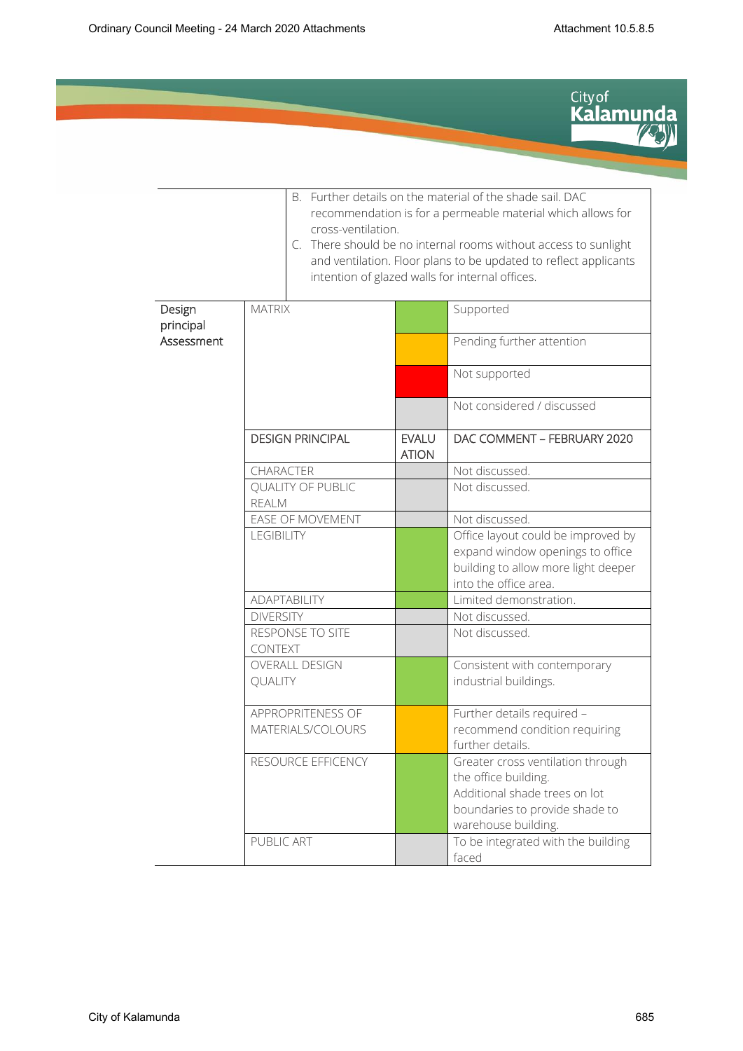| | |
|---|---|
| | B. Further details on the material of the shade sail. DAC recommendation is for a permeable material which allows for cross-ventilation.<br>C. There should be no internal rooms without access to sunlight and ventilation. Floor plans to be updated to reflect applicants intention of glazed walls for internal offices. |

| Design principal Assessment | MATRIX | EVALUATION | |
|---|---|---|---|
| | | Green | Supported |
| | | Amber | Pending further attention |
| | | Red | Not supported |
| | | Grey | Not considered / discussed |
| | **DESIGN PRINCIPAL** | **EVALUATION** | **DAC COMMENT – FEBRUARY 2020** |
| | CHARACTER | Grey | Not discussed. |
| | QUALITY OF PUBLIC REALM | Grey | Not discussed. |
| | EASE OF MOVEMENT | Grey | Not discussed. |
| | LEGIBILITY | Green | Office layout could be improved by expand window openings to office building to allow more light deeper into the office area. |
| | ADAPTABILITY | Green | Limited demonstration. |
| | DIVERSITY | Grey | Not discussed. |
| | RESPONSE TO SITE CONTEXT | Grey | Not discussed. |
| | OVERALL DESIGN QUALITY | Green | Consistent with contemporary industrial buildings. |
| | APPROPRITENESS OF MATERIALS/COLOURS | Amber | Further details required – recommend condition requiring further details. |
| | RESOURCE EFFICENCY | Green | Greater cross ventilation through the office building.<br>Additional shade trees on lot boundaries to provide shade to warehouse building. |
| | PUBLIC ART | Grey | To be integrated with the building faced |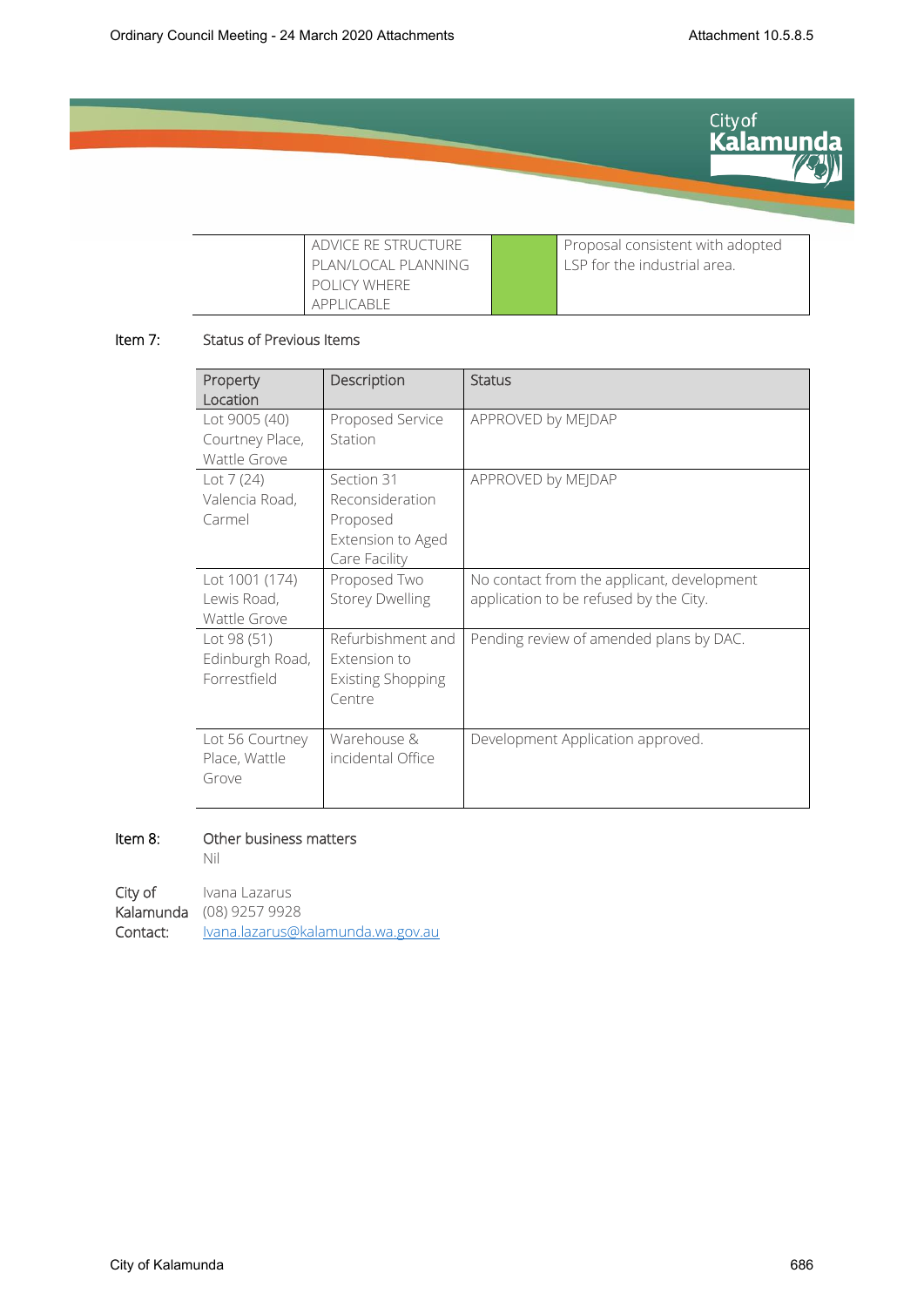| | | | |
|---|---|---|---|
| | ADVICE RE STRUCTURE PLAN/LOCAL PLANNING POLICY WHERE APPLICABLE | | Proposal consistent with adopted LSP for the industrial area. |

**Item 7:** Status of Previous Items

| Property Location | Description | Status |
|---|---|---|
| Lot 9005 (40) Courtney Place, Wattle Grove | Proposed Service Station | APPROVED by MEJDAP |
| Lot 7 (24) Valencia Road, Carmel | Section 31 Reconsideration Proposed Extension to Aged Care Facility | APPROVED by MEJDAP |
| Lot 1001 (174) Lewis Road, Wattle Grove | Proposed Two Storey Dwelling | No contact from the applicant, development application to be refused by the City. |
| Lot 98 (51) Edinburgh Road, Forrestfield | Refurbishment and Extension to Existing Shopping Centre | Pending review of amended plans by DAC. |
| Lot 56 Courtney Place, Wattle Grove | Warehouse & incidental Office | Development Application approved. |

**Item 8:** Other business matters

Nil

City of Kalamunda Contact: Ivana Lazarus
(08) 9257 9928
Ivana.lazarus@kalamunda.wa.gov.au